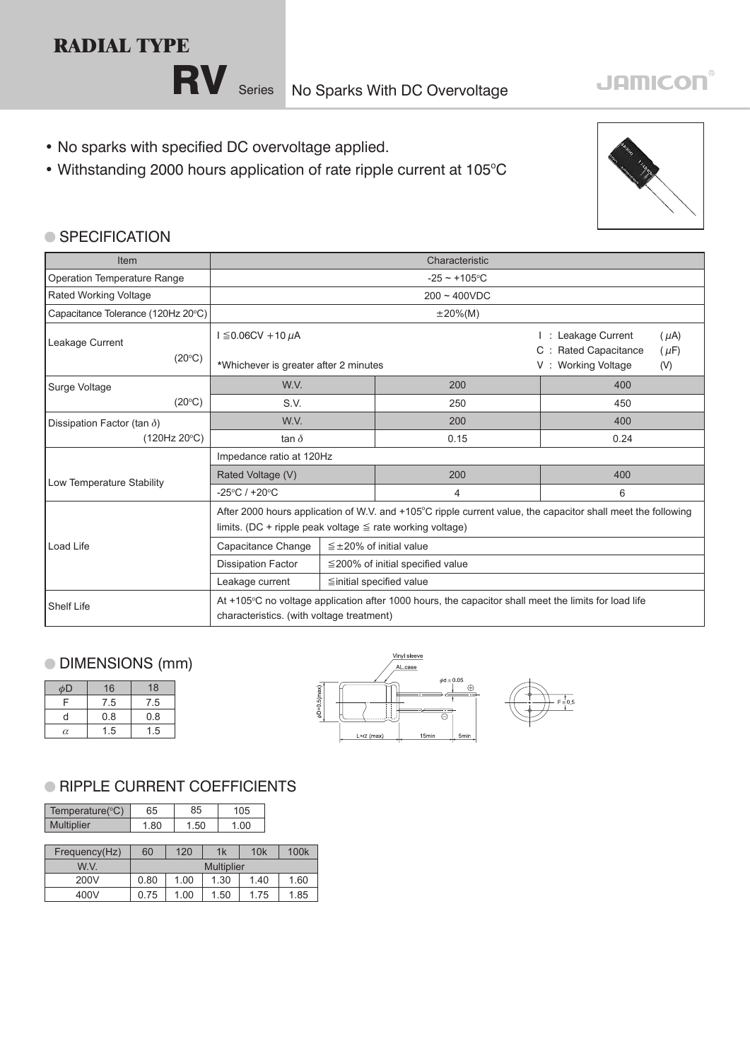# RADIAL TYPE

## RV Series No Sparks With DC Overvoltage

JAMICON

- No sparks with specified DC overvoltage applied.
- Withstanding 2000 hours application of rate ripple current at 105°C

### SPECIFICATION

| Item | Characteristic | | |
|---|---|---|---|
| Operation Temperature Range | -25 ~ +105°C | | |
| Rated Working Voltage | 200 ~ 400VDC | | |
| Capacitance Tolerance (120Hz 20°C) | ±20%(M) | | |
| Leakage Current (20°C) | I ≦0.06CV +10 μA<br>*Whichever is greater after 2 minutes | I : Leakage Current (μA)<br>C : Rated Capacitance (μF)<br>V : Working Voltage (V) | |
| Surge Voltage (20°C) | W.V. | 200 | 400 |
| | S.V. | 250 | 450 |
| Dissipation Factor (tan δ) (120Hz 20°C) | W.V. | 200 | 400 |
| | tan δ | 0.15 | 0.24 |
| Low Temperature Stability | Impedance ratio at 120Hz | | |
| | Rated Voltage (V) | 200 | 400 |
| | -25°C / +20°C | 4 | 6 |
| Load Life | After 2000 hours application of W.V. and +105°C ripple current value, the capacitor shall meet the following limits. (DC + ripple peak voltage ≦ rate working voltage) | | |
| | Capacitance Change | ≦±20% of initial value | |
| | Dissipation Factor | ≦200% of initial specified value | |
| | Leakage current | ≦initial specified value | |
| Shelf Life | At +105°C no voltage application after 1000 hours, the capacitor shall meet the limits for load life characteristics. (with voltage treatment) | | |

### DIMENSIONS (mm)

| φD | 16 | 18 |
|---|---|---|
| F | 7.5 | 7.5 |
| d | 0.8 | 0.8 |
| α | 1.5 | 1.5 |

Vinyl sleeve
AL.case
φd ± 0.05
φD+0.5(max)
L+α (max)
15min
5min
F ± 0.5

### RIPPLE CURRENT COEFFICIENTS

| Temperature(°C) | 65 | 85 | 105 |
|---|---|---|---|
| Multiplier | 1.80 | 1.50 | 1.00 |

| Frequency(Hz) | 60 | 120 | 1k | 10k | 100k |
|---|---|---|---|---|---|
| W.V. | Multiplier | | | | |
| 200V | 0.80 | 1.00 | 1.30 | 1.40 | 1.60 |
| 400V | 0.75 | 1.00 | 1.50 | 1.75 | 1.85 |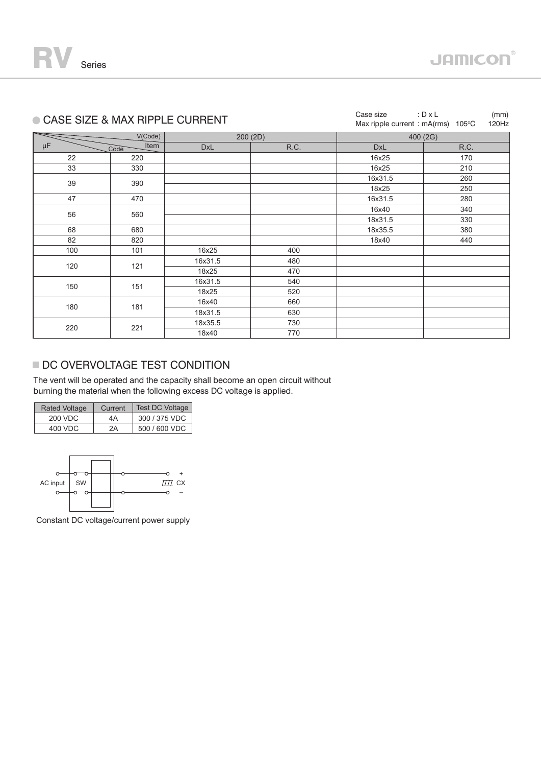# RV Series

## CASE SIZE & MAX RIPPLE CURRENT

Case size : D x L (mm)
Max ripple current : mA(rms) 105°C 120Hz

| µF | Code | 200 (2D) | | 400 (2G) | |
|---|---|---|---|---|---|
| | | DxL | R.C. | DxL | R.C. |
| 22 | 220 | | | 16x25 | 170 |
| 33 | 330 | | | 16x25 | 210 |
| 39 | 390 | | | 16x31.5 | 260 |
| | | | | 18x25 | 250 |
| 47 | 470 | | | 16x31.5 | 280 |
| 56 | 560 | | | 16x40 | 340 |
| | | | | 18x31.5 | 330 |
| 68 | 680 | | | 18x35.5 | 380 |
| 82 | 820 | | | 18x40 | 440 |
| 100 | 101 | 16x25 | 400 | | |
| 120 | 121 | 16x31.5 | 480 | | |
| | | 18x25 | 470 | | |
| 150 | 151 | 16x31.5 | 540 | | |
| | | 18x25 | 520 | | |
| 180 | 181 | 16x40 | 660 | | |
| | | 18x31.5 | 630 | | |
| 220 | 221 | 18x35.5 | 730 | | |
| | | 18x40 | 770 | | |

## DC OVERVOLTAGE TEST CONDITION

The vent will be operated and the capacity shall become an open circuit without burning the material when the following excess DC voltage is applied.

| Rated Voltage | Current | Test DC Voltage |
|---|---|---|
| 200 VDC | 4A | 300 / 375 VDC |
| 400 VDC | 2A | 500 / 600 VDC |

AC input
SW
+
CX
–

Constant DC voltage/current power supply